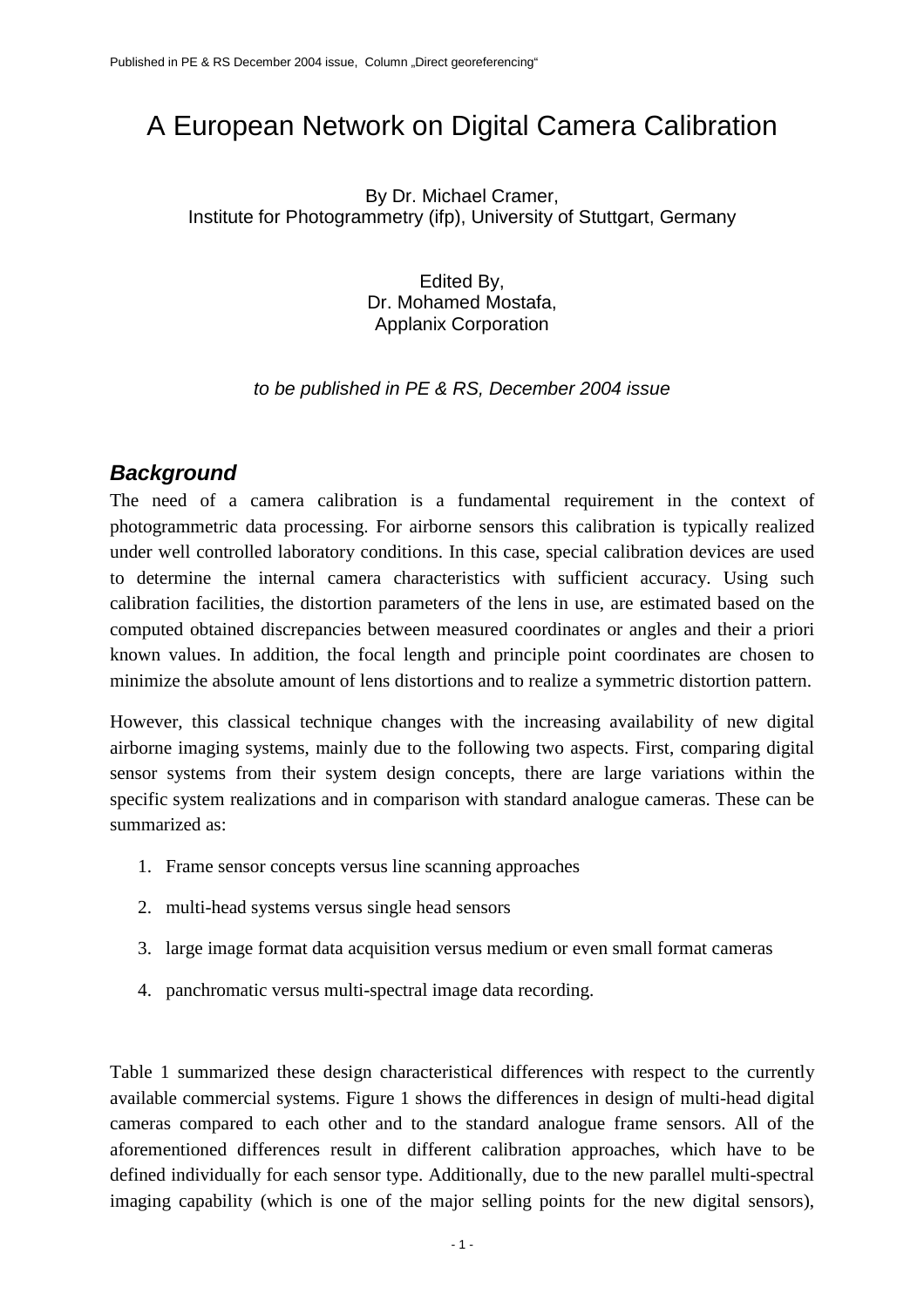# A European Network on Digital Camera Calibration

By Dr. Michael Cramer,
Institute for Photogrammetry (ifp), University of Stuttgart, Germany

Edited By,
Dr. Mohamed Mostafa,
Applanix Corporation

*to be published in PE & RS, December 2004 issue*

## *Background*

The need of a camera calibration is a fundamental requirement in the context of photogrammetric data processing. For airborne sensors this calibration is typically realized under well controlled laboratory conditions. In this case, special calibration devices are used to determine the internal camera characteristics with sufficient accuracy. Using such calibration facilities, the distortion parameters of the lens in use, are estimated based on the computed obtained discrepancies between measured coordinates or angles and their a priori known values. In addition, the focal length and principle point coordinates are chosen to minimize the absolute amount of lens distortions and to realize a symmetric distortion pattern.

However, this classical technique changes with the increasing availability of new digital airborne imaging systems, mainly due to the following two aspects. First, comparing digital sensor systems from their system design concepts, there are large variations within the specific system realizations and in comparison with standard analogue cameras. These can be summarized as:

1. Frame sensor concepts versus line scanning approaches
2. multi-head systems versus single head sensors
3. large image format data acquisition versus medium or even small format cameras
4. panchromatic versus multi-spectral image data recording.

Table 1 summarized these design characteristical differences with respect to the currently available commercial systems. Figure 1 shows the differences in design of multi-head digital cameras compared to each other and to the standard analogue frame sensors. All of the aforementioned differences result in different calibration approaches, which have to be defined individually for each sensor type. Additionally, due to the new parallel multi-spectral imaging capability (which is one of the major selling points for the new digital sensors),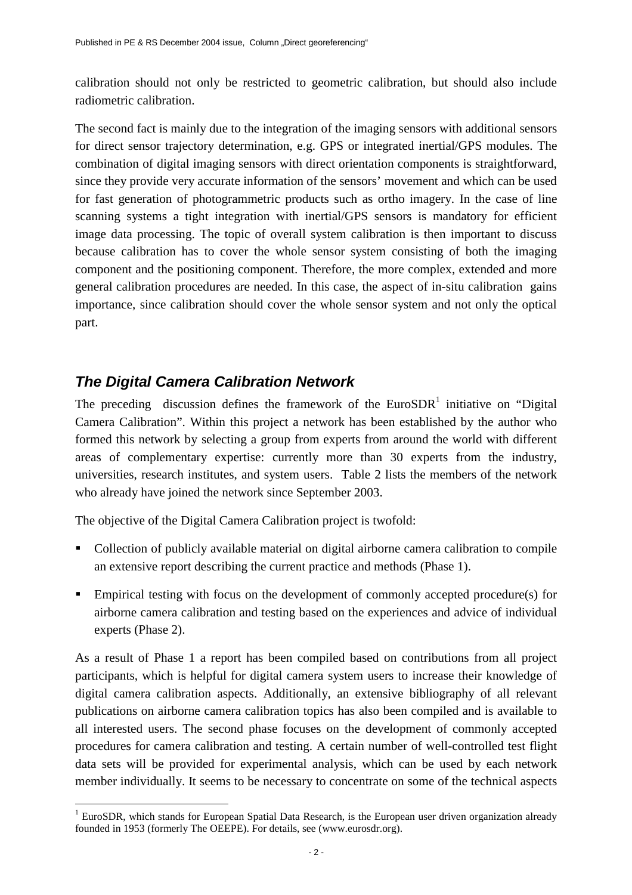calibration should not only be restricted to geometric calibration, but should also include radiometric calibration.

The second fact is mainly due to the integration of the imaging sensors with additional sensors for direct sensor trajectory determination, e.g. GPS or integrated inertial/GPS modules. The combination of digital imaging sensors with direct orientation components is straightforward, since they provide very accurate information of the sensors' movement and which can be used for fast generation of photogrammetric products such as ortho imagery. In the case of line scanning systems a tight integration with inertial/GPS sensors is mandatory for efficient image data processing. The topic of overall system calibration is then important to discuss because calibration has to cover the whole sensor system consisting of both the imaging component and the positioning component. Therefore, the more complex, extended and more general calibration procedures are needed. In this case, the aspect of in-situ calibration gains importance, since calibration should cover the whole sensor system and not only the optical part.

## *The Digital Camera Calibration Network*

The preceding discussion defines the framework of the EuroSDR[1] initiative on "Digital Camera Calibration". Within this project a network has been established by the author who formed this network by selecting a group from experts from around the world with different areas of complementary expertise: currently more than 30 experts from the industry, universities, research institutes, and system users. Table 2 lists the members of the network who already have joined the network since September 2003.

The objective of the Digital Camera Calibration project is twofold:

- Collection of publicly available material on digital airborne camera calibration to compile an extensive report describing the current practice and methods (Phase 1).
- Empirical testing with focus on the development of commonly accepted procedure(s) for airborne camera calibration and testing based on the experiences and advice of individual experts (Phase 2).

As a result of Phase 1 a report has been compiled based on contributions from all project participants, which is helpful for digital camera system users to increase their knowledge of digital camera calibration aspects. Additionally, an extensive bibliography of all relevant publications on airborne camera calibration topics has also been compiled and is available to all interested users. The second phase focuses on the development of commonly accepted procedures for camera calibration and testing. A certain number of well-controlled test flight data sets will be provided for experimental analysis, which can be used by each network member individually. It seems to be necessary to concentrate on some of the technical aspects

[1] EuroSDR, which stands for European Spatial Data Research, is the European user driven organization already founded in 1953 (formerly The OEEPE). For details, see (www.eurosdr.org).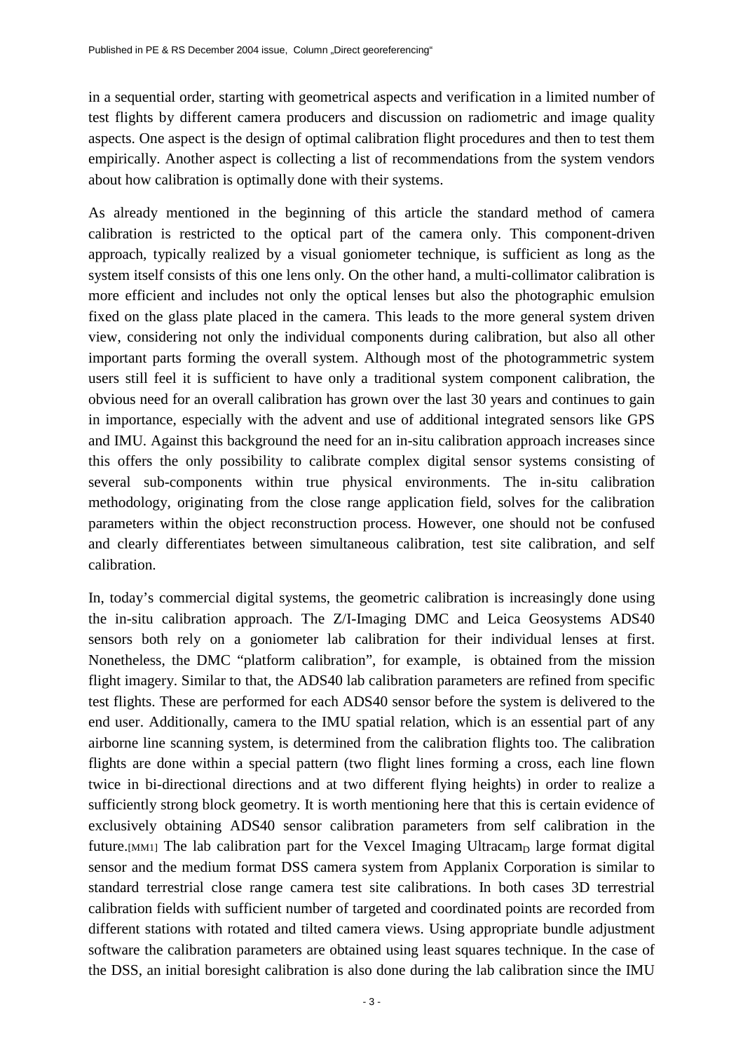in a sequential order, starting with geometrical aspects and verification in a limited number of test flights by different camera producers and discussion on radiometric and image quality aspects. One aspect is the design of optimal calibration flight procedures and then to test them empirically. Another aspect is collecting a list of recommendations from the system vendors about how calibration is optimally done with their systems.

As already mentioned in the beginning of this article the standard method of camera calibration is restricted to the optical part of the camera only. This component-driven approach, typically realized by a visual goniometer technique, is sufficient as long as the system itself consists of this one lens only. On the other hand, a multi-collimator calibration is more efficient and includes not only the optical lenses but also the photographic emulsion fixed on the glass plate placed in the camera. This leads to the more general system driven view, considering not only the individual components during calibration, but also all other important parts forming the overall system. Although most of the photogrammetric system users still feel it is sufficient to have only a traditional system component calibration, the obvious need for an overall calibration has grown over the last 30 years and continues to gain in importance, especially with the advent and use of additional integrated sensors like GPS and IMU. Against this background the need for an in-situ calibration approach increases since this offers the only possibility to calibrate complex digital sensor systems consisting of several sub-components within true physical environments. The in-situ calibration methodology, originating from the close range application field, solves for the calibration parameters within the object reconstruction process. However, one should not be confused and clearly differentiates between simultaneous calibration, test site calibration, and self calibration.

In, today's commercial digital systems, the geometric calibration is increasingly done using the in-situ calibration approach. The Z/I-Imaging DMC and Leica Geosystems ADS40 sensors both rely on a goniometer lab calibration for their individual lenses at first. Nonetheless, the DMC "platform calibration", for example, is obtained from the mission flight imagery. Similar to that, the ADS40 lab calibration parameters are refined from specific test flights. These are performed for each ADS40 sensor before the system is delivered to the end user. Additionally, camera to the IMU spatial relation, which is an essential part of any airborne line scanning system, is determined from the calibration flights too. The calibration flights are done within a special pattern (two flight lines forming a cross, each line flown twice in bi-directional directions and at two different flying heights) in order to realize a sufficiently strong block geometry. It is worth mentioning here that this is certain evidence of exclusively obtaining ADS40 sensor calibration parameters from self calibration in the future.[MM1] The lab calibration part for the Vexcel Imaging Ultracam$_D$ large format digital sensor and the medium format DSS camera system from Applanix Corporation is similar to standard terrestrial close range camera test site calibrations. In both cases 3D terrestrial calibration fields with sufficient number of targeted and coordinated points are recorded from different stations with rotated and tilted camera views. Using appropriate bundle adjustment software the calibration parameters are obtained using least squares technique. In the case of the DSS, an initial boresight calibration is also done during the lab calibration since the IMU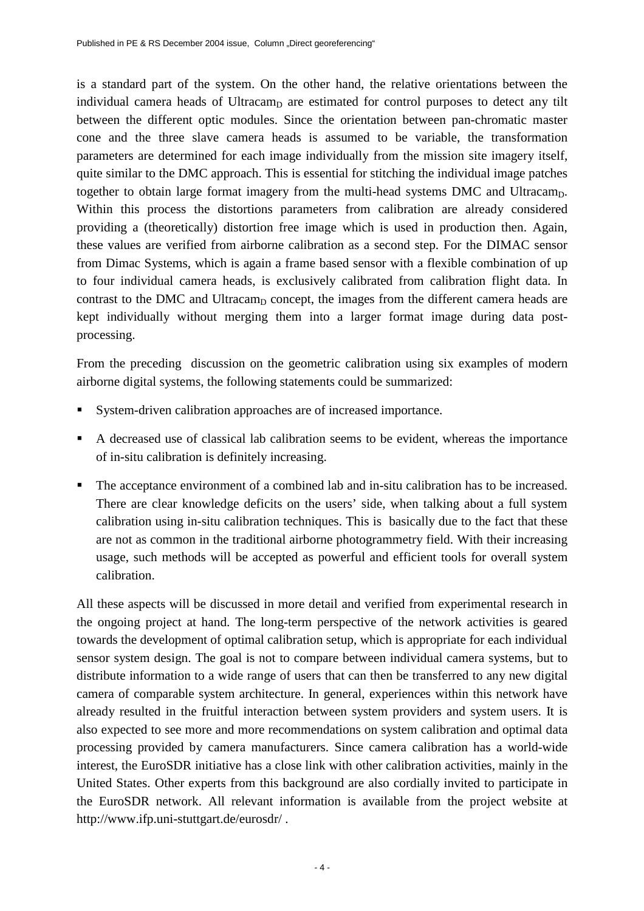is a standard part of the system. On the other hand, the relative orientations between the individual camera heads of Ultracam$_D$ are estimated for control purposes to detect any tilt between the different optic modules. Since the orientation between pan-chromatic master cone and the three slave camera heads is assumed to be variable, the transformation parameters are determined for each image individually from the mission site imagery itself, quite similar to the DMC approach. This is essential for stitching the individual image patches together to obtain large format imagery from the multi-head systems DMC and Ultracam$_D$. Within this process the distortions parameters from calibration are already considered providing a (theoretically) distortion free image which is used in production then. Again, these values are verified from airborne calibration as a second step. For the DIMAC sensor from Dimac Systems, which is again a frame based sensor with a flexible combination of up to four individual camera heads, is exclusively calibrated from calibration flight data. In contrast to the DMC and Ultracam$_D$ concept, the images from the different camera heads are kept individually without merging them into a larger format image during data post-processing.

From the preceding discussion on the geometric calibration using six examples of modern airborne digital systems, the following statements could be summarized:

- System-driven calibration approaches are of increased importance.
- A decreased use of classical lab calibration seems to be evident, whereas the importance of in-situ calibration is definitely increasing.
- The acceptance environment of a combined lab and in-situ calibration has to be increased. There are clear knowledge deficits on the users' side, when talking about a full system calibration using in-situ calibration techniques. This is basically due to the fact that these are not as common in the traditional airborne photogrammetry field. With their increasing usage, such methods will be accepted as powerful and efficient tools for overall system calibration.

All these aspects will be discussed in more detail and verified from experimental research in the ongoing project at hand. The long-term perspective of the network activities is geared towards the development of optimal calibration setup, which is appropriate for each individual sensor system design. The goal is not to compare between individual camera systems, but to distribute information to a wide range of users that can then be transferred to any new digital camera of comparable system architecture. In general, experiences within this network have already resulted in the fruitful interaction between system providers and system users. It is also expected to see more and more recommendations on system calibration and optimal data processing provided by camera manufacturers. Since camera calibration has a world-wide interest, the EuroSDR initiative has a close link with other calibration activities, mainly in the United States. Other experts from this background are also cordially invited to participate in the EuroSDR network. All relevant information is available from the project website at http://www.ifp.uni-stuttgart.de/eurosdr/ .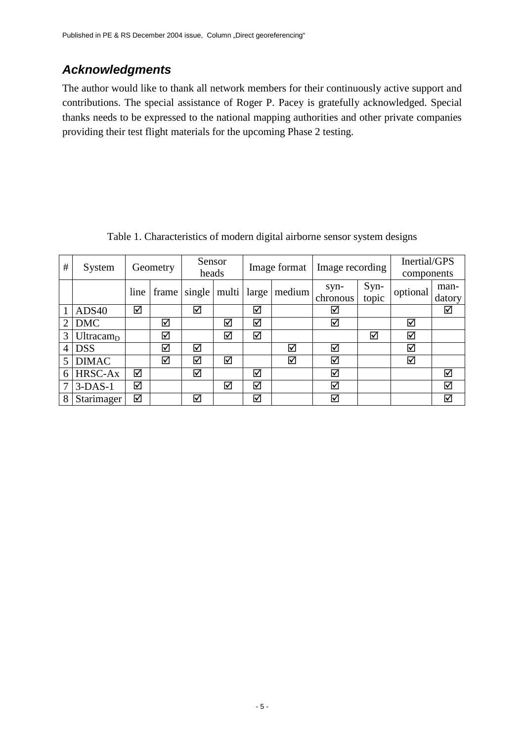## *Acknowledgments*

The author would like to thank all network members for their continuously active support and contributions. The special assistance of Roger P. Pacey is gratefully acknowledged. Special thanks needs to be expressed to the national mapping authorities and other private companies providing their test flight materials for the upcoming Phase 2 testing.

Table 1. Characteristics of modern digital airborne sensor system designs

| # | System | Geometry | | Sensor heads | | Image format | | Image recording | | Inertial/GPS components | |
|---|---|---|---|---|---|---|---|---|---|---|---|
| | | line | frame | single | multi | large | medium | syn-chronous | Syn-topic | optional | man-datory |
| 1 | ADS40 | ☑ | | ☑ | | ☑ | | ☑ | | | ☑ |
| 2 | DMC | | ☑ | | ☑ | ☑ | | ☑ | | ☑ | |
| 3 | $\text{Ultracam}_D$ | | ☑ | | ☑ | ☑ | | | ☑ | ☑ | |
| 4 | DSS | | ☑ | ☑ | | | ☑ | ☑ | | ☑ | |
| 5 | DIMAC | | ☑ | ☑ | ☑ | | ☑ | ☑ | | ☑ | |
| 6 | HRSC-Ax | ☑ | | ☑ | | ☑ | | ☑ | | | ☑ |
| 7 | 3-DAS-1 | ☑ | | | ☑ | ☑ | | ☑ | | | ☑ |
| 8 | Starimager | ☑ | | ☑ | | ☑ | | ☑ | | | ☑ |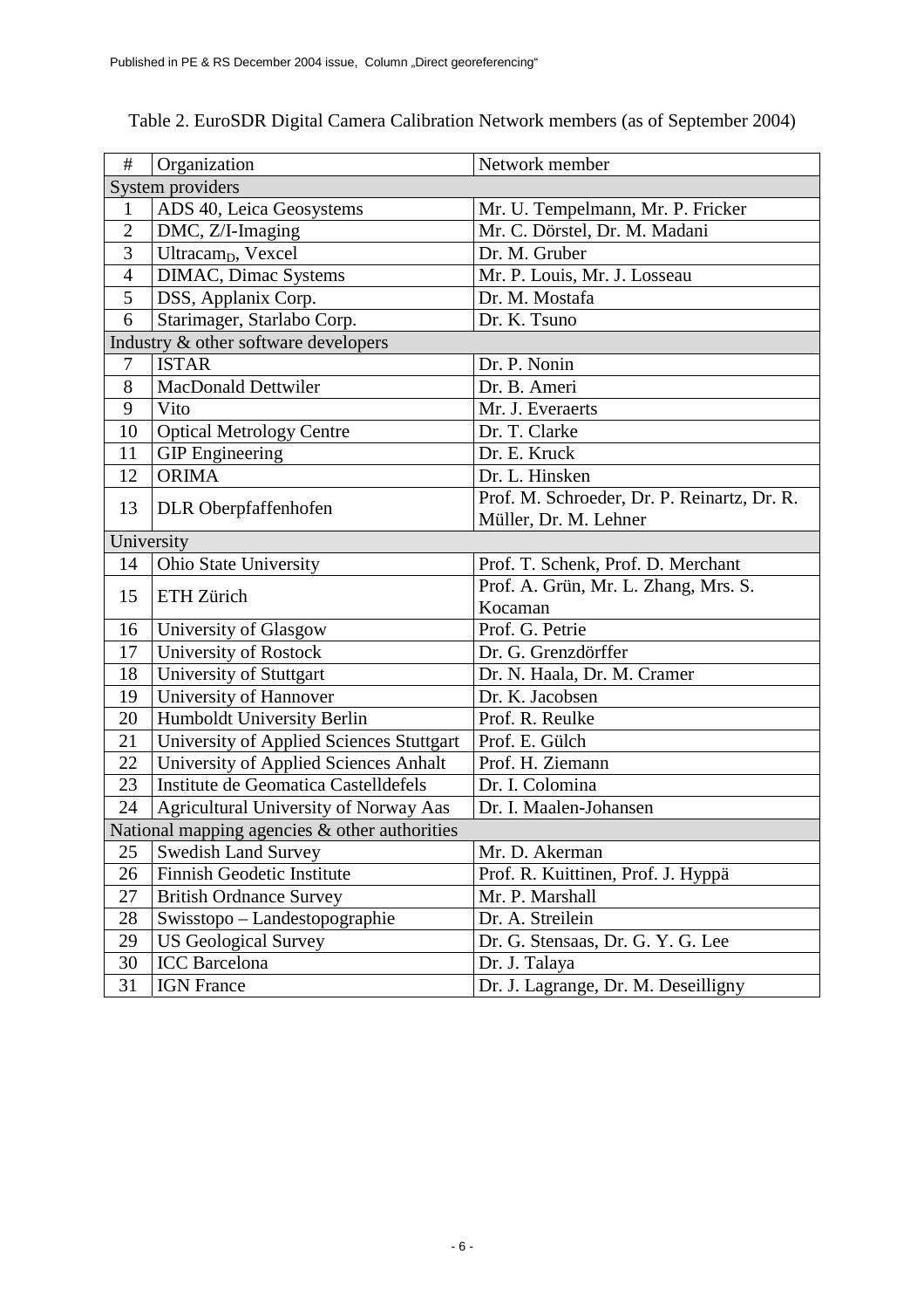Table 2. EuroSDR Digital Camera Calibration Network members (as of September 2004)

| # | Organization | Network member |
|---|---|---|
| System providers | | |
| 1 | ADS 40, Leica Geosystems | Mr. U. Tempelmann, Mr. P. Fricker |
| 2 | DMC, Z/I-Imaging | Mr. C. Dörstel, Dr. M. Madani |
| 3 | Ultracam$_D$, Vexcel | Dr. M. Gruber |
| 4 | DIMAC, Dimac Systems | Mr. P. Louis, Mr. J. Losseau |
| 5 | DSS, Applanix Corp. | Dr. M. Mostafa |
| 6 | Starimager, Starlabo Corp. | Dr. K. Tsuno |
| Industry & other software developers | | |
| 7 | ISTAR | Dr. P. Nonin |
| 8 | MacDonald Dettwiler | Dr. B. Ameri |
| 9 | Vito | Mr. J. Everaerts |
| 10 | Optical Metrology Centre | Dr. T. Clarke |
| 11 | GIP Engineering | Dr. E. Kruck |
| 12 | ORIMA | Dr. L. Hinsken |
| 13 | DLR Oberpfaffenhofen | Prof. M. Schroeder, Dr. P. Reinartz, Dr. R. Müller, Dr. M. Lehner |
| University | | |
| 14 | Ohio State University | Prof. T. Schenk, Prof. D. Merchant |
| 15 | ETH Zürich | Prof. A. Grün, Mr. L. Zhang, Mrs. S. Kocaman |
| 16 | University of Glasgow | Prof. G. Petrie |
| 17 | University of Rostock | Dr. G. Grenzdörffer |
| 18 | University of Stuttgart | Dr. N. Haala, Dr. M. Cramer |
| 19 | University of Hannover | Dr. K. Jacobsen |
| 20 | Humboldt University Berlin | Prof. R. Reulke |
| 21 | University of Applied Sciences Stuttgart | Prof. E. Gülch |
| 22 | University of Applied Sciences Anhalt | Prof. H. Ziemann |
| 23 | Institute de Geomatica Castelldefels | Dr. I. Colomina |
| 24 | Agricultural University of Norway Aas | Dr. I. Maalen-Johansen |
| National mapping agencies & other authorities | | |
| 25 | Swedish Land Survey | Mr. D. Akerman |
| 26 | Finnish Geodetic Institute | Prof. R. Kuittinen, Prof. J. Hyppä |
| 27 | British Ordnance Survey | Mr. P. Marshall |
| 28 | Swisstopo – Landestopographie | Dr. A. Streilein |
| 29 | US Geological Survey | Dr. G. Stensaas, Dr. G. Y. G. Lee |
| 30 | ICC Barcelona | Dr. J. Talaya |
| 31 | IGN France | Dr. J. Lagrange, Dr. M. Deseilligny |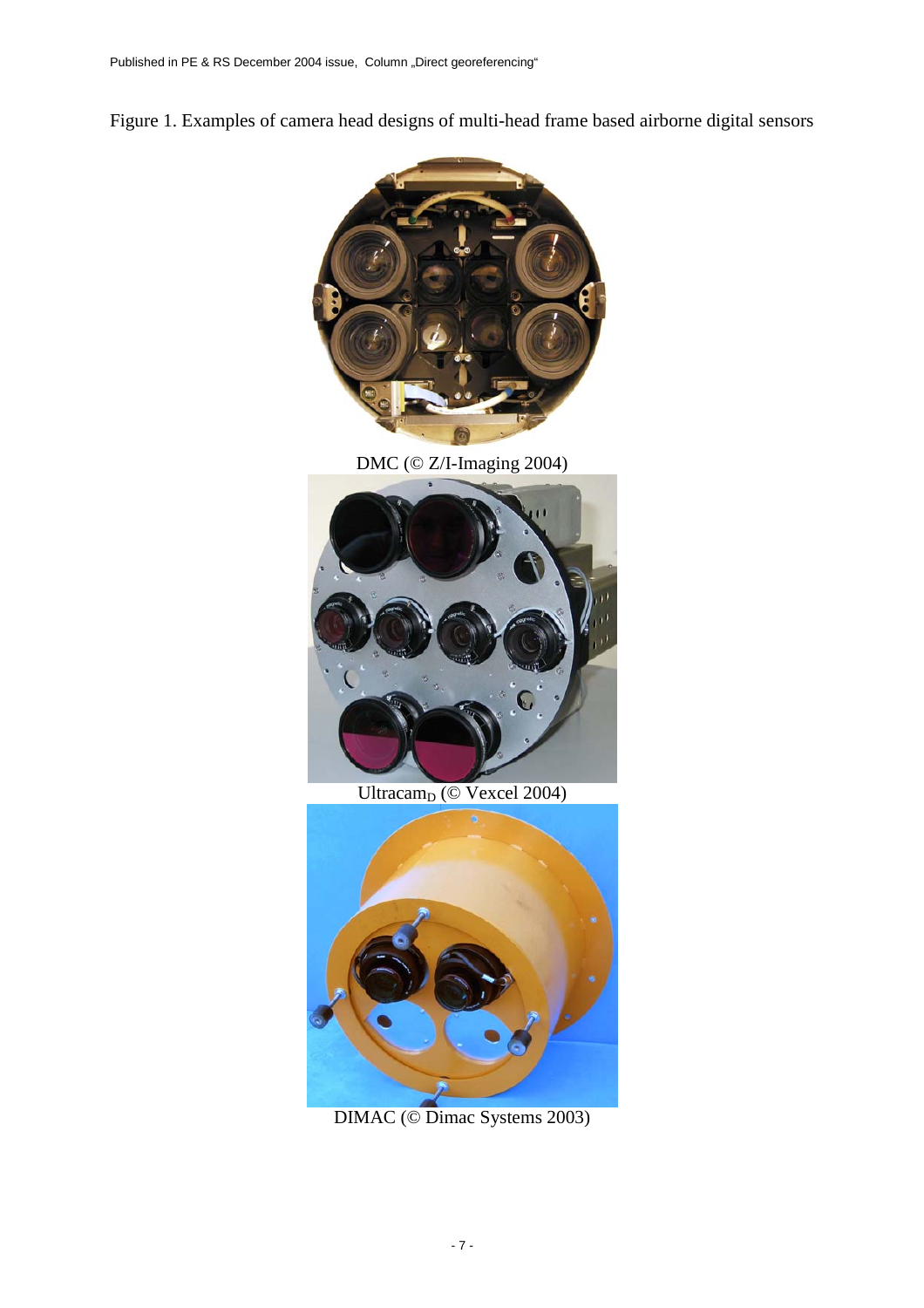Figure 1. Examples of camera head designs of multi-head frame based airborne digital sensors

DMC (© Z/I-Imaging 2004)

Ultracam$_D$ (© Vexcel 2004)

DIMAC (© Dimac Systems 2003)